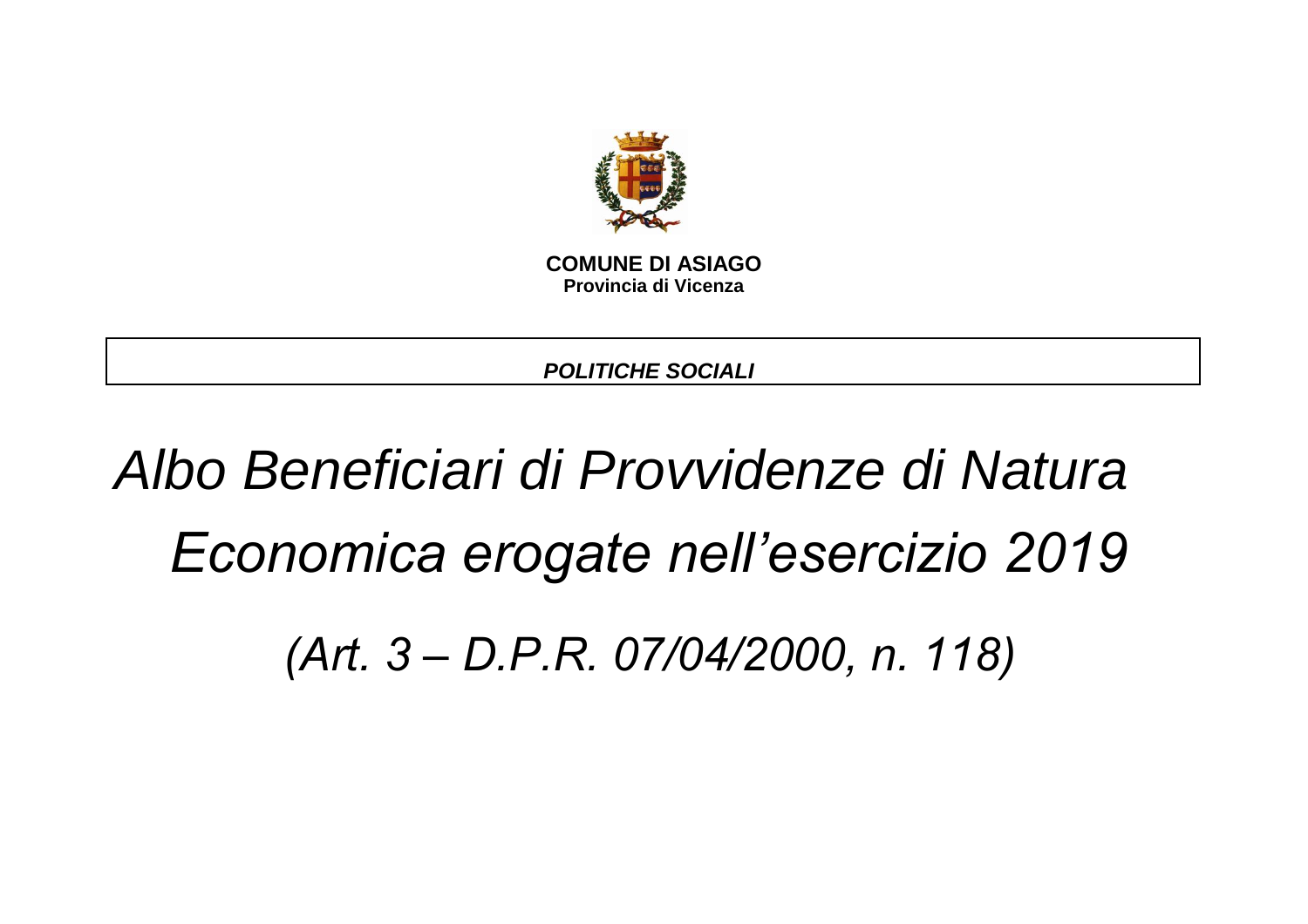**COMUNE DI ASIAGO**
**Provincia di Vicenza**

***POLITICHE SOCIALI***

# *Albo Beneficiari di Provvidenze di Natura Economica erogate nell'esercizio 2019*

## *(Art. 3 – D.P.R. 07/04/2000, n. 118)*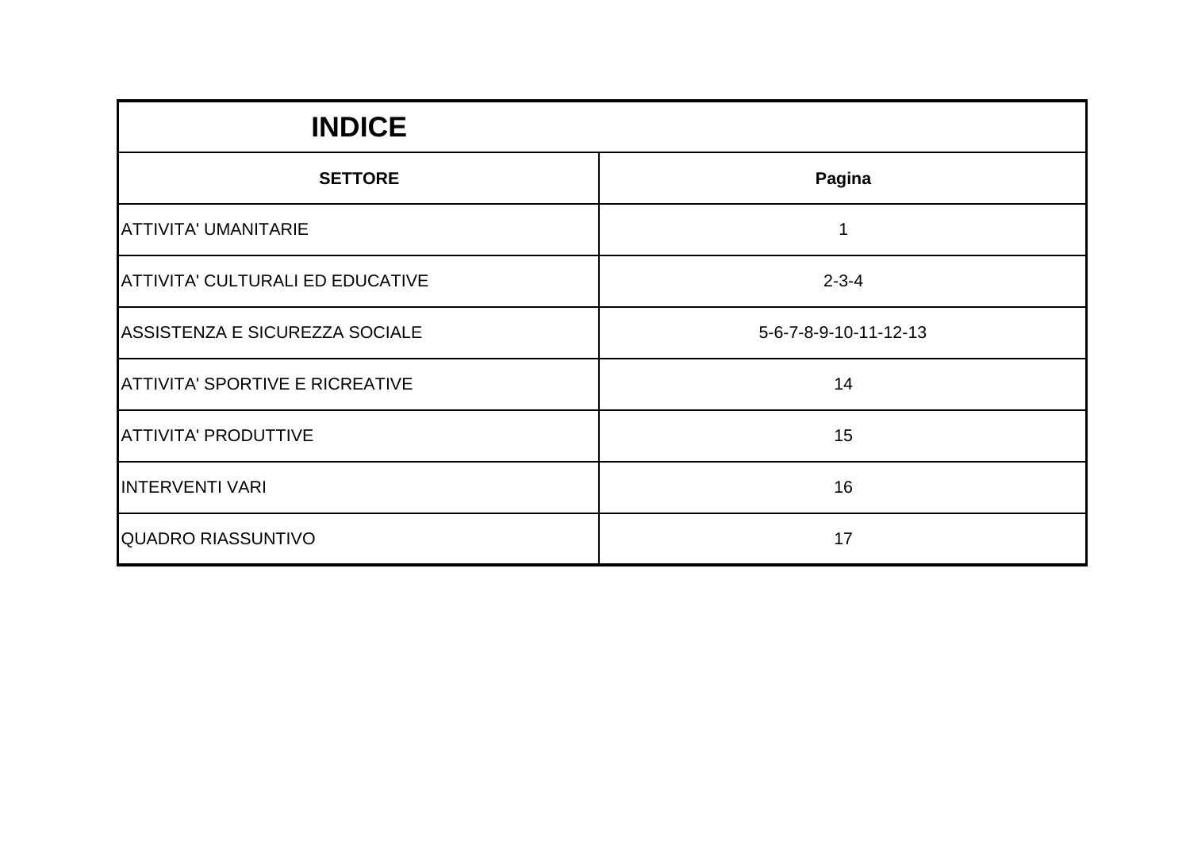# INDICE

| SETTORE | Pagina |
| --- | --- |
| ATTIVITA' UMANITARIE | 1 |
| ATTIVITA' CULTURALI ED EDUCATIVE | 2-3-4 |
| ASSISTENZA E SICUREZZA SOCIALE | 5-6-7-8-9-10-11-12-13 |
| ATTIVITA' SPORTIVE E RICREATIVE | 14 |
| ATTIVITA' PRODUTTIVE | 15 |
| INTERVENTI VARI | 16 |
| QUADRO RIASSUNTIVO | 17 |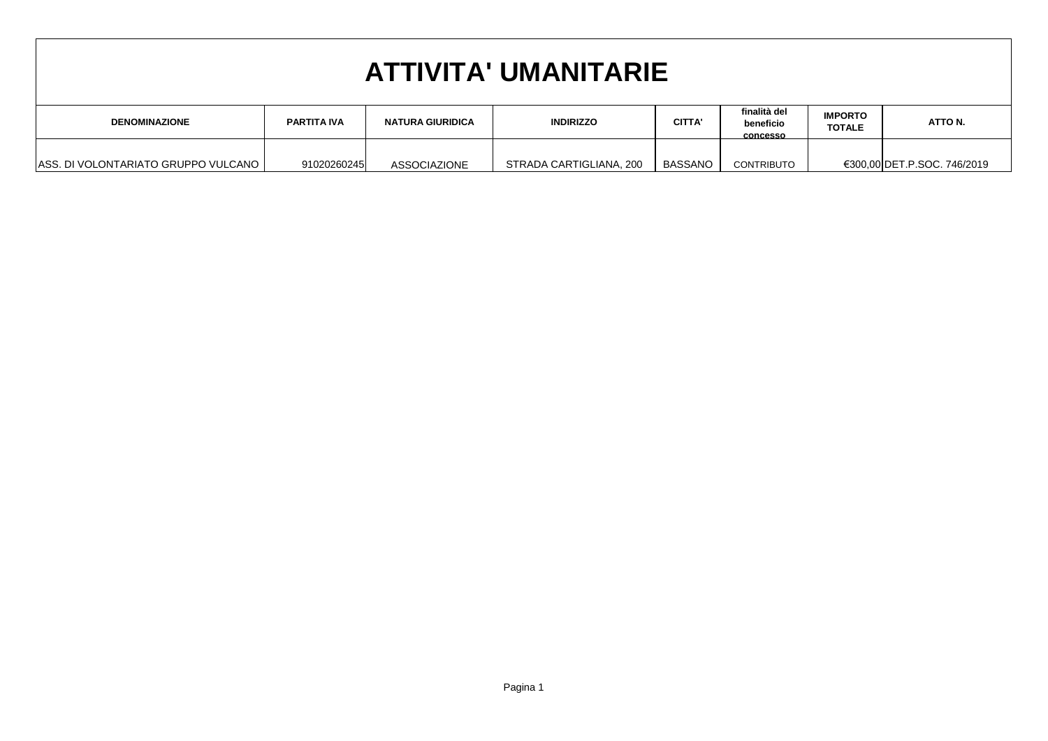# ATTIVITA' UMANITARIE

| DENOMINAZIONE | PARTITA IVA | NATURA GIURIDICA | INDIRIZZO | CITTA' | finalità del beneficio concesso | IMPORTO TOTALE | ATTO N. |
|---|---|---|---|---|---|---|---|
| ASS. DI VOLONTARIATO GRUPPO VULCANO | 91020260245 | ASSOCIAZIONE | STRADA CARTIGLIANA, 200 | BASSANO | CONTRIBUTO | €300,00 | DET.P.SOC. 746/2019 |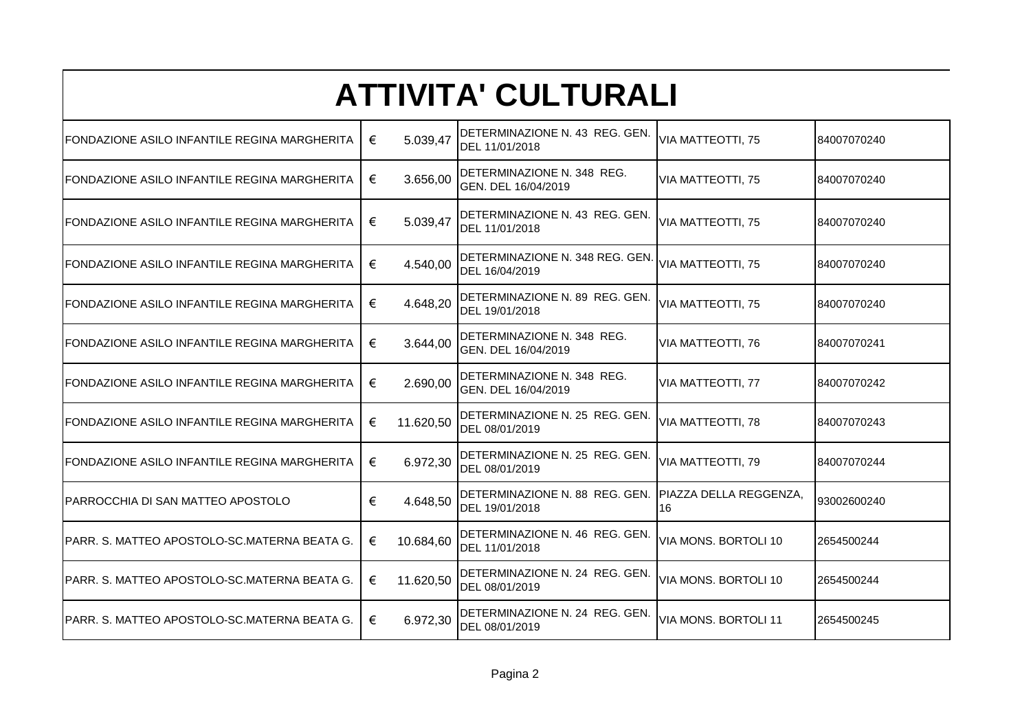# ATTIVITA' CULTURALI

| | | | | |
|---|---|---|---|---|
| FONDAZIONE ASILO INFANTILE REGINA MARGHERITA | € 5.039,47 | DETERMINAZIONE N. 43 REG. GEN. DEL 11/01/2018 | VIA MATTEOTTI, 75 | 84007070240 |
| FONDAZIONE ASILO INFANTILE REGINA MARGHERITA | € 3.656,00 | DETERMINAZIONE N. 348 REG. GEN. DEL 16/04/2019 | VIA MATTEOTTI, 75 | 84007070240 |
| FONDAZIONE ASILO INFANTILE REGINA MARGHERITA | € 5.039,47 | DETERMINAZIONE N. 43 REG. GEN. DEL 11/01/2018 | VIA MATTEOTTI, 75 | 84007070240 |
| FONDAZIONE ASILO INFANTILE REGINA MARGHERITA | € 4.540,00 | DETERMINAZIONE N. 348 REG. GEN. DEL 16/04/2019 | VIA MATTEOTTI, 75 | 84007070240 |
| FONDAZIONE ASILO INFANTILE REGINA MARGHERITA | € 4.648,20 | DETERMINAZIONE N. 89 REG. GEN. DEL 19/01/2018 | VIA MATTEOTTI, 75 | 84007070240 |
| FONDAZIONE ASILO INFANTILE REGINA MARGHERITA | € 3.644,00 | DETERMINAZIONE N. 348 REG. GEN. DEL 16/04/2019 | VIA MATTEOTTI, 76 | 84007070241 |
| FONDAZIONE ASILO INFANTILE REGINA MARGHERITA | € 2.690,00 | DETERMINAZIONE N. 348 REG. GEN. DEL 16/04/2019 | VIA MATTEOTTI, 77 | 84007070242 |
| FONDAZIONE ASILO INFANTILE REGINA MARGHERITA | € 11.620,50 | DETERMINAZIONE N. 25 REG. GEN. DEL 08/01/2019 | VIA MATTEOTTI, 78 | 84007070243 |
| FONDAZIONE ASILO INFANTILE REGINA MARGHERITA | € 6.972,30 | DETERMINAZIONE N. 25 REG. GEN. DEL 08/01/2019 | VIA MATTEOTTI, 79 | 84007070244 |
| PARROCCHIA DI SAN MATTEO APOSTOLO | € 4.648,50 | DETERMINAZIONE N. 88 REG. GEN. DEL 19/01/2018 | PIAZZA DELLA REGGENZA, 16 | 93002600240 |
| PARR. S. MATTEO APOSTOLO-SC.MATERNA BEATA G. | € 10.684,60 | DETERMINAZIONE N. 46 REG. GEN. DEL 11/01/2018 | VIA MONS. BORTOLI 10 | 2654500244 |
| PARR. S. MATTEO APOSTOLO-SC.MATERNA BEATA G. | € 11.620,50 | DETERMINAZIONE N. 24 REG. GEN. DEL 08/01/2019 | VIA MONS. BORTOLI 10 | 2654500244 |
| PARR. S. MATTEO APOSTOLO-SC.MATERNA BEATA G. | € 6.972,30 | DETERMINAZIONE N. 24 REG. GEN. DEL 08/01/2019 | VIA MONS. BORTOLI 11 | 2654500245 |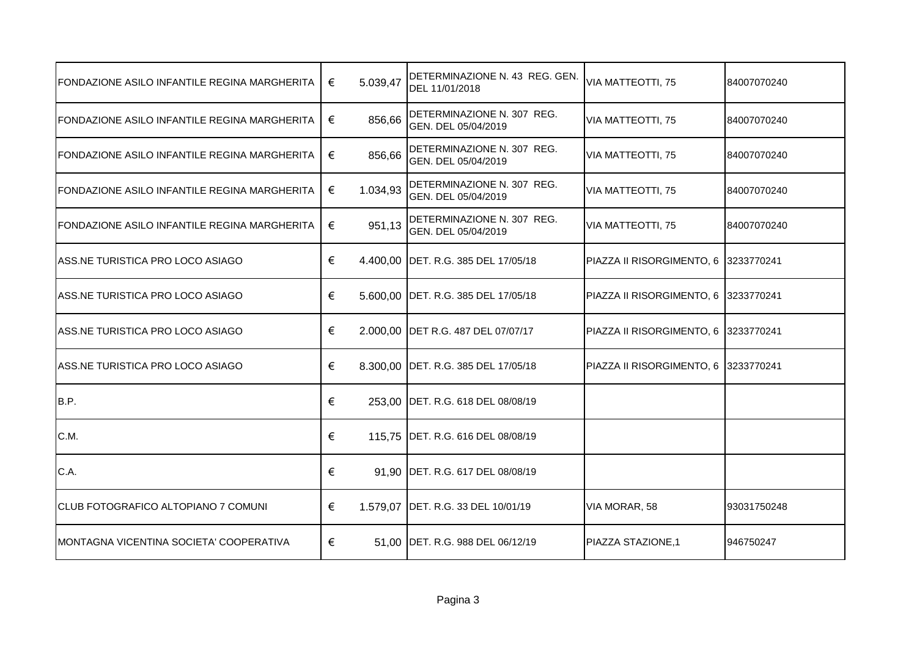| | | | | | |
|---|---|---|---|---|---|
| FONDAZIONE ASILO INFANTILE REGINA MARGHERITA | € | 5.039,47 | DETERMINAZIONE N. 43 REG. GEN. DEL 11/01/2018 | VIA MATTEOTTI, 75 | 84007070240 |
| FONDAZIONE ASILO INFANTILE REGINA MARGHERITA | € | 856,66 | DETERMINAZIONE N. 307 REG. GEN. DEL 05/04/2019 | VIA MATTEOTTI, 75 | 84007070240 |
| FONDAZIONE ASILO INFANTILE REGINA MARGHERITA | € | 856,66 | DETERMINAZIONE N. 307 REG. GEN. DEL 05/04/2019 | VIA MATTEOTTI, 75 | 84007070240 |
| FONDAZIONE ASILO INFANTILE REGINA MARGHERITA | € | 1.034,93 | DETERMINAZIONE N. 307 REG. GEN. DEL 05/04/2019 | VIA MATTEOTTI, 75 | 84007070240 |
| FONDAZIONE ASILO INFANTILE REGINA MARGHERITA | € | 951,13 | DETERMINAZIONE N. 307 REG. GEN. DEL 05/04/2019 | VIA MATTEOTTI, 75 | 84007070240 |
| ASS.NE TURISTICA PRO LOCO ASIAGO | € | 4.400,00 | DET. R.G. 385 DEL 17/05/18 | PIAZZA II RISORGIMENTO, 6 | 3233770241 |
| ASS.NE TURISTICA PRO LOCO ASIAGO | € | 5.600,00 | DET. R.G. 385 DEL 17/05/18 | PIAZZA II RISORGIMENTO, 6 | 3233770241 |
| ASS.NE TURISTICA PRO LOCO ASIAGO | € | 2.000,00 | DET R.G. 487 DEL 07/07/17 | PIAZZA II RISORGIMENTO, 6 | 3233770241 |
| ASS.NE TURISTICA PRO LOCO ASIAGO | € | 8.300,00 | DET. R.G. 385 DEL 17/05/18 | PIAZZA II RISORGIMENTO, 6 | 3233770241 |
| B.P. | € | 253,00 | DET. R.G. 618 DEL 08/08/19 | | |
| C.M. | € | 115,75 | DET. R.G. 616 DEL 08/08/19 | | |
| C.A. | € | 91,90 | DET. R.G. 617 DEL 08/08/19 | | |
| CLUB FOTOGRAFICO ALTOPIANO 7 COMUNI | € | 1.579,07 | DET. R.G. 33 DEL 10/01/19 | VIA MORAR, 58 | 93031750248 |
| MONTAGNA VICENTINA SOCIETA' COOPERATIVA | € | 51,00 | DET. R.G. 988 DEL 06/12/19 | PIAZZA STAZIONE,1 | 946750247 |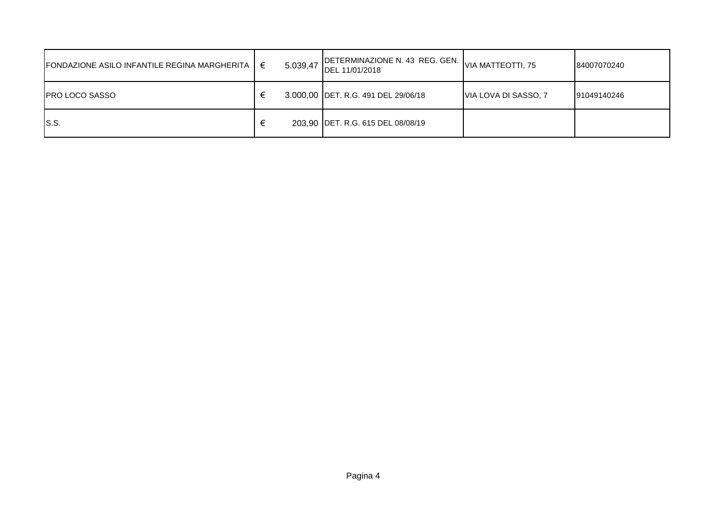| | | | | | |
|---|---|---|---|---|---|
| FONDAZIONE ASILO INFANTILE REGINA MARGHERITA | € | 5.039,47 | DETERMINAZIONE N. 43 REG. GEN. DEL 11/01/2018 | VIA MATTEOTTI, 75 | 84007070240 |
| PRO LOCO SASSO | € | 3.000,00 | DET. R.G. 491 DEL 29/06/18 | VIA LOVA DI SASSO, 7 | 91049140246 |
| S.S. | € | 203,90 | DET. R.G. 615 DEL 08/08/19 | | |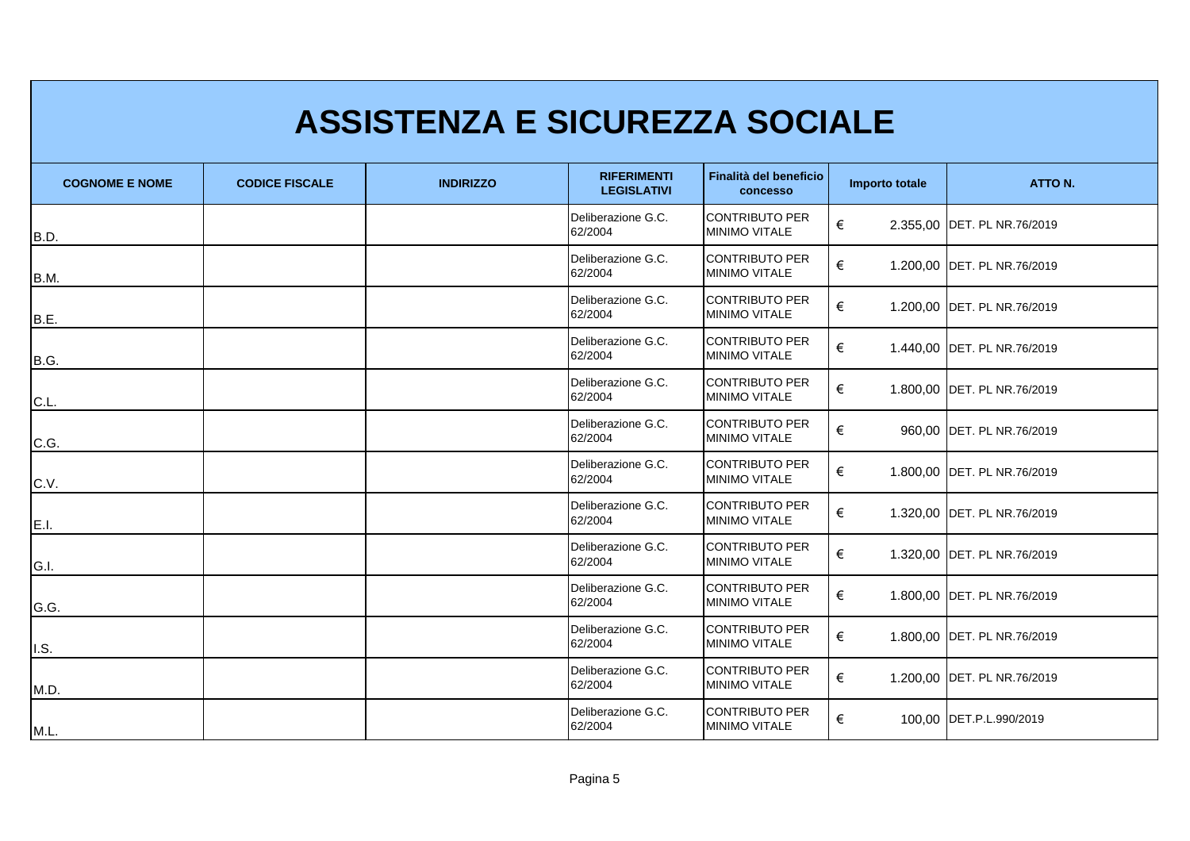# ASSISTENZA E SICUREZZA SOCIALE

| COGNOME E NOME | CODICE FISCALE | INDIRIZZO | RIFERIMENTI LEGISLATIVI | Finalità del beneficio concesso | Importo totale | ATTO N. |
|---|---|---|---|---|---|---|
| B.D. | | | Deliberazione G.C. 62/2004 | CONTRIBUTO PER MINIMO VITALE | € 2.355,00 | DET. PL NR.76/2019 |
| B.M. | | | Deliberazione G.C. 62/2004 | CONTRIBUTO PER MINIMO VITALE | € 1.200,00 | DET. PL NR.76/2019 |
| B.E. | | | Deliberazione G.C. 62/2004 | CONTRIBUTO PER MINIMO VITALE | € 1.200,00 | DET. PL NR.76/2019 |
| B.G. | | | Deliberazione G.C. 62/2004 | CONTRIBUTO PER MINIMO VITALE | € 1.440,00 | DET. PL NR.76/2019 |
| C.L. | | | Deliberazione G.C. 62/2004 | CONTRIBUTO PER MINIMO VITALE | € 1.800,00 | DET. PL NR.76/2019 |
| C.G. | | | Deliberazione G.C. 62/2004 | CONTRIBUTO PER MINIMO VITALE | € 960,00 | DET. PL NR.76/2019 |
| C.V. | | | Deliberazione G.C. 62/2004 | CONTRIBUTO PER MINIMO VITALE | € 1.800,00 | DET. PL NR.76/2019 |
| E.I. | | | Deliberazione G.C. 62/2004 | CONTRIBUTO PER MINIMO VITALE | € 1.320,00 | DET. PL NR.76/2019 |
| G.I. | | | Deliberazione G.C. 62/2004 | CONTRIBUTO PER MINIMO VITALE | € 1.320,00 | DET. PL NR.76/2019 |
| G.G. | | | Deliberazione G.C. 62/2004 | CONTRIBUTO PER MINIMO VITALE | € 1.800,00 | DET. PL NR.76/2019 |
| I.S. | | | Deliberazione G.C. 62/2004 | CONTRIBUTO PER MINIMO VITALE | € 1.800,00 | DET. PL NR.76/2019 |
| M.D. | | | Deliberazione G.C. 62/2004 | CONTRIBUTO PER MINIMO VITALE | € 1.200,00 | DET. PL NR.76/2019 |
| M.L. | | | Deliberazione G.C. 62/2004 | CONTRIBUTO PER MINIMO VITALE | € 100,00 | DET.P.L.990/2019 |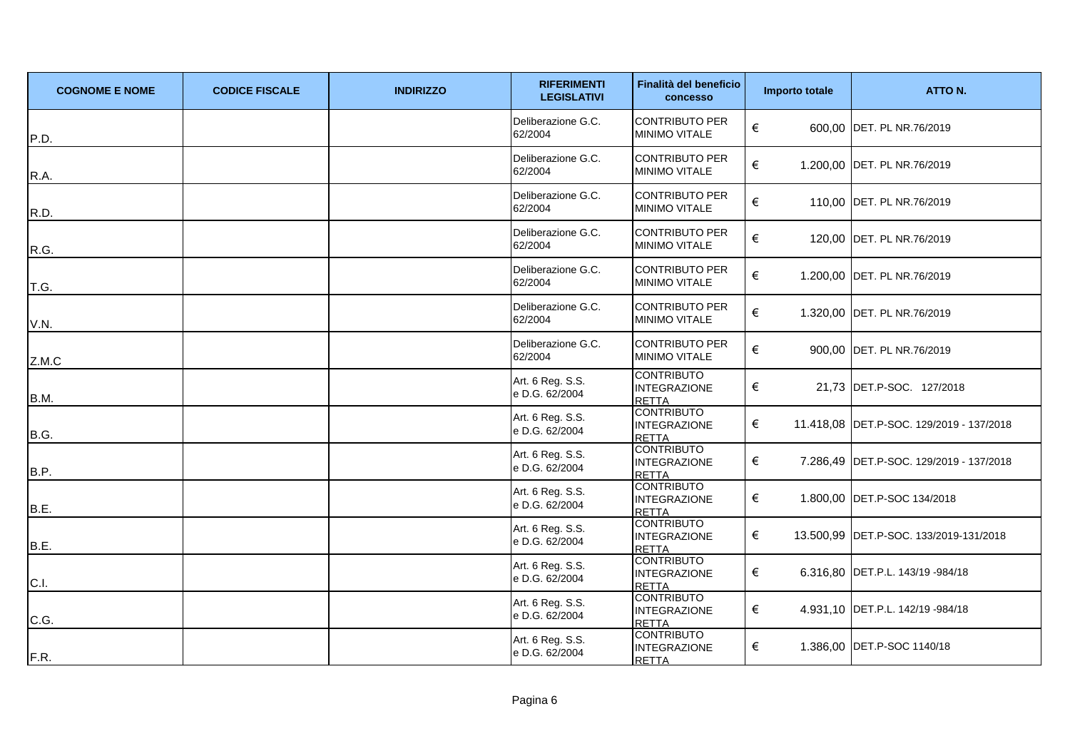| COGNOME E NOME | CODICE FISCALE | INDIRIZZO | RIFERIMENTI LEGISLATIVI | Finalità del beneficio concesso | Importo totale | ATTO N. |
|---|---|---|---|---|---|---|
| P.D. | | | Deliberazione G.C. 62/2004 | CONTRIBUTO PER MINIMO VITALE | € 600,00 | DET. PL NR.76/2019 |
| R.A. | | | Deliberazione G.C. 62/2004 | CONTRIBUTO PER MINIMO VITALE | € 1.200,00 | DET. PL NR.76/2019 |
| R.D. | | | Deliberazione G.C. 62/2004 | CONTRIBUTO PER MINIMO VITALE | € 110,00 | DET. PL NR.76/2019 |
| R.G. | | | Deliberazione G.C. 62/2004 | CONTRIBUTO PER MINIMO VITALE | € 120,00 | DET. PL NR.76/2019 |
| T.G. | | | Deliberazione G.C. 62/2004 | CONTRIBUTO PER MINIMO VITALE | € 1.200,00 | DET. PL NR.76/2019 |
| V.N. | | | Deliberazione G.C. 62/2004 | CONTRIBUTO PER MINIMO VITALE | € 1.320,00 | DET. PL NR.76/2019 |
| Z.M.C | | | Deliberazione G.C. 62/2004 | CONTRIBUTO PER MINIMO VITALE | € 900,00 | DET. PL NR.76/2019 |
| B.M. | | | Art. 6 Reg. S.S. e D.G. 62/2004 | CONTRIBUTO INTEGRAZIONE RETTA | € 21,73 | DET.P-SOC. 127/2018 |
| B.G. | | | Art. 6 Reg. S.S. e D.G. 62/2004 | CONTRIBUTO INTEGRAZIONE RETTA | € 11.418,08 | DET.P-SOC. 129/2019 - 137/2018 |
| B.P. | | | Art. 6 Reg. S.S. e D.G. 62/2004 | CONTRIBUTO INTEGRAZIONE RETTA | € 7.286,49 | DET.P-SOC. 129/2019 - 137/2018 |
| B.E. | | | Art. 6 Reg. S.S. e D.G. 62/2004 | CONTRIBUTO INTEGRAZIONE RETTA | € 1.800,00 | DET.P-SOC 134/2018 |
| B.E. | | | Art. 6 Reg. S.S. e D.G. 62/2004 | CONTRIBUTO INTEGRAZIONE RETTA | € 13.500,99 | DET.P-SOC. 133/2019-131/2018 |
| C.I. | | | Art. 6 Reg. S.S. e D.G. 62/2004 | CONTRIBUTO INTEGRAZIONE RETTA | € 6.316,80 | DET.P.L. 143/19 -984/18 |
| C.G. | | | Art. 6 Reg. S.S. e D.G. 62/2004 | CONTRIBUTO INTEGRAZIONE RETTA | € 4.931,10 | DET.P.L. 142/19 -984/18 |
| F.R. | | | Art. 6 Reg. S.S. e D.G. 62/2004 | CONTRIBUTO INTEGRAZIONE RETTA | € 1.386,00 | DET.P-SOC 1140/18 |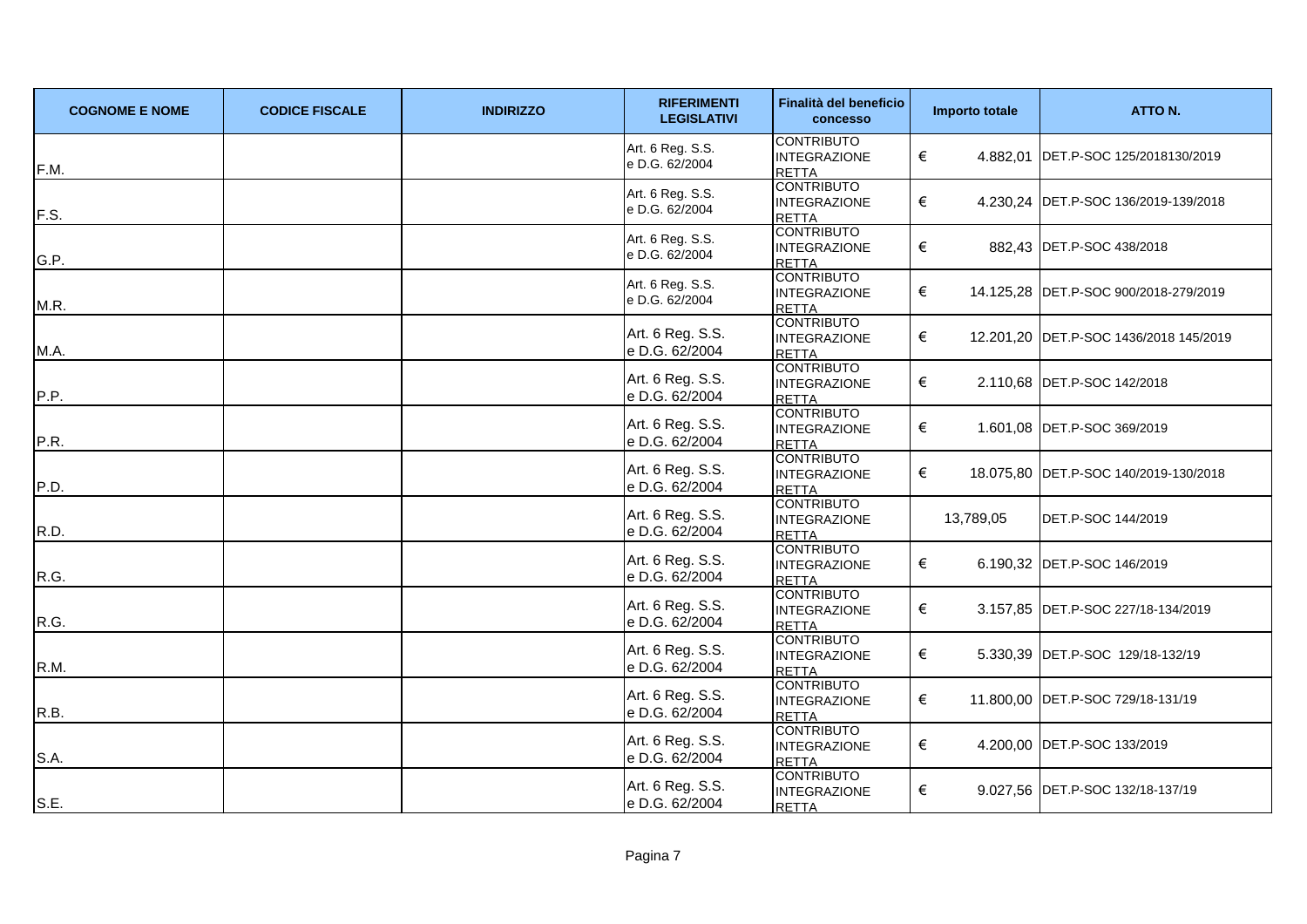| COGNOME E NOME | CODICE FISCALE | INDIRIZZO | RIFERIMENTI LEGISLATIVI | Finalità del beneficio concesso | Importo totale | ATTO N. |
|---|---|---|---|---|---|---|
| F.M. | | | Art. 6 Reg. S.S. e D.G. 62/2004 | CONTRIBUTO INTEGRAZIONE RETTA | € 4.882,01 | DET.P-SOC 125/2018130/2019 |
| F.S. | | | Art. 6 Reg. S.S. e D.G. 62/2004 | CONTRIBUTO INTEGRAZIONE RETTA | € 4.230,24 | DET.P-SOC 136/2019-139/2018 |
| G.P. | | | Art. 6 Reg. S.S. e D.G. 62/2004 | CONTRIBUTO INTEGRAZIONE RETTA | € 882,43 | DET.P-SOC 438/2018 |
| M.R. | | | Art. 6 Reg. S.S. e D.G. 62/2004 | CONTRIBUTO INTEGRAZIONE RETTA | € 14.125,28 | DET.P-SOC 900/2018-279/2019 |
| M.A. | | | Art. 6 Reg. S.S. e D.G. 62/2004 | CONTRIBUTO INTEGRAZIONE RETTA | € 12.201,20 | DET.P-SOC 1436/2018 145/2019 |
| P.P. | | | Art. 6 Reg. S.S. e D.G. 62/2004 | CONTRIBUTO INTEGRAZIONE RETTA | € 2.110,68 | DET.P-SOC 142/2018 |
| P.R. | | | Art. 6 Reg. S.S. e D.G. 62/2004 | CONTRIBUTO INTEGRAZIONE RETTA | € 1.601,08 | DET.P-SOC 369/2019 |
| P.D. | | | Art. 6 Reg. S.S. e D.G. 62/2004 | CONTRIBUTO INTEGRAZIONE RETTA | € 18.075,80 | DET.P-SOC 140/2019-130/2018 |
| R.D. | | | Art. 6 Reg. S.S. e D.G. 62/2004 | CONTRIBUTO INTEGRAZIONE RETTA | 13,789,05 | DET.P-SOC 144/2019 |
| R.G. | | | Art. 6 Reg. S.S. e D.G. 62/2004 | CONTRIBUTO INTEGRAZIONE RETTA | € 6.190,32 | DET.P-SOC 146/2019 |
| R.G. | | | Art. 6 Reg. S.S. e D.G. 62/2004 | CONTRIBUTO INTEGRAZIONE RETTA | € 3.157,85 | DET.P-SOC 227/18-134/2019 |
| R.M. | | | Art. 6 Reg. S.S. e D.G. 62/2004 | CONTRIBUTO INTEGRAZIONE RETTA | € 5.330,39 | DET.P-SOC 129/18-132/19 |
| R.B. | | | Art. 6 Reg. S.S. e D.G. 62/2004 | CONTRIBUTO INTEGRAZIONE RETTA | € 11.800,00 | DET.P-SOC 729/18-131/19 |
| S.A. | | | Art. 6 Reg. S.S. e D.G. 62/2004 | CONTRIBUTO INTEGRAZIONE RETTA | € 4.200,00 | DET.P-SOC 133/2019 |
| S.E. | | | Art. 6 Reg. S.S. e D.G. 62/2004 | CONTRIBUTO INTEGRAZIONE RETTA | € 9.027,56 | DET.P-SOC 132/18-137/19 |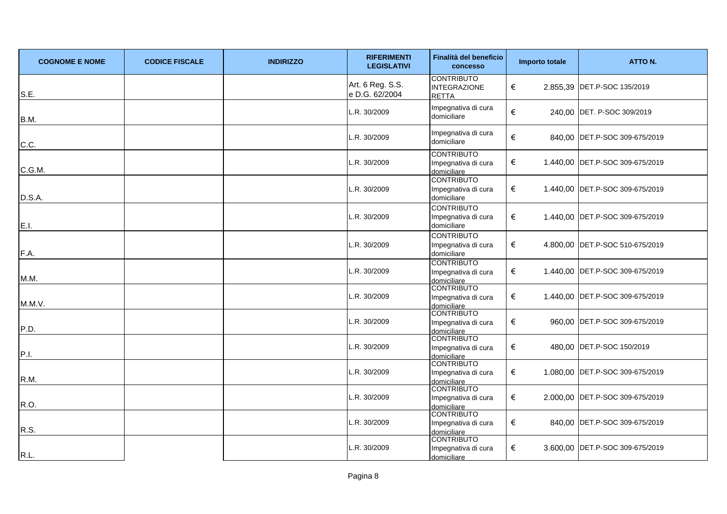| COGNOME E NOME | CODICE FISCALE | INDIRIZZO | RIFERIMENTI LEGISLATIVI | Finalità del beneficio concesso | Importo totale | ATTO N. |
|---|---|---|---|---|---|---|
| S.E. | | | Art. 6 Reg. S.S. e D.G. 62/2004 | CONTRIBUTO INTEGRAZIONE RETTA | € 2.855,39 | DET.P-SOC 135/2019 |
| B.M. | | | L.R. 30/2009 | Impegnativa di cura domiciliare | € 240,00 | DET. P-SOC 309/2019 |
| C.C. | | | L.R. 30/2009 | Impegnativa di cura domiciliare | € 840,00 | DET.P-SOC 309-675/2019 |
| C.G.M. | | | L.R. 30/2009 | CONTRIBUTO Impegnativa di cura domiciliare | € 1.440,00 | DET.P-SOC 309-675/2019 |
| D.S.A. | | | L.R. 30/2009 | CONTRIBUTO Impegnativa di cura domiciliare | € 1.440,00 | DET.P-SOC 309-675/2019 |
| E.I. | | | L.R. 30/2009 | CONTRIBUTO Impegnativa di cura domiciliare | € 1.440,00 | DET.P-SOC 309-675/2019 |
| F.A. | | | L.R. 30/2009 | CONTRIBUTO Impegnativa di cura domiciliare | € 4.800,00 | DET.P-SOC 510-675/2019 |
| M.M. | | | L.R. 30/2009 | CONTRIBUTO Impegnativa di cura domiciliare | € 1.440,00 | DET.P-SOC 309-675/2019 |
| M.M.V. | | | L.R. 30/2009 | CONTRIBUTO Impegnativa di cura domiciliare | € 1.440,00 | DET.P-SOC 309-675/2019 |
| P.D. | | | L.R. 30/2009 | CONTRIBUTO Impegnativa di cura domiciliare | € 960,00 | DET.P-SOC 309-675/2019 |
| P.I. | | | L.R. 30/2009 | CONTRIBUTO Impegnativa di cura domiciliare | € 480,00 | DET.P-SOC 150/2019 |
| R.M. | | | L.R. 30/2009 | CONTRIBUTO Impegnativa di cura domiciliare | € 1.080,00 | DET.P-SOC 309-675/2019 |
| R.O. | | | L.R. 30/2009 | CONTRIBUTO Impegnativa di cura domiciliare | € 2.000,00 | DET.P-SOC 309-675/2019 |
| R.S. | | | L.R. 30/2009 | CONTRIBUTO Impegnativa di cura domiciliare | € 840,00 | DET.P-SOC 309-675/2019 |
| R.L. | | | L.R. 30/2009 | CONTRIBUTO Impegnativa di cura domiciliare | € 3.600,00 | DET.P-SOC 309-675/2019 |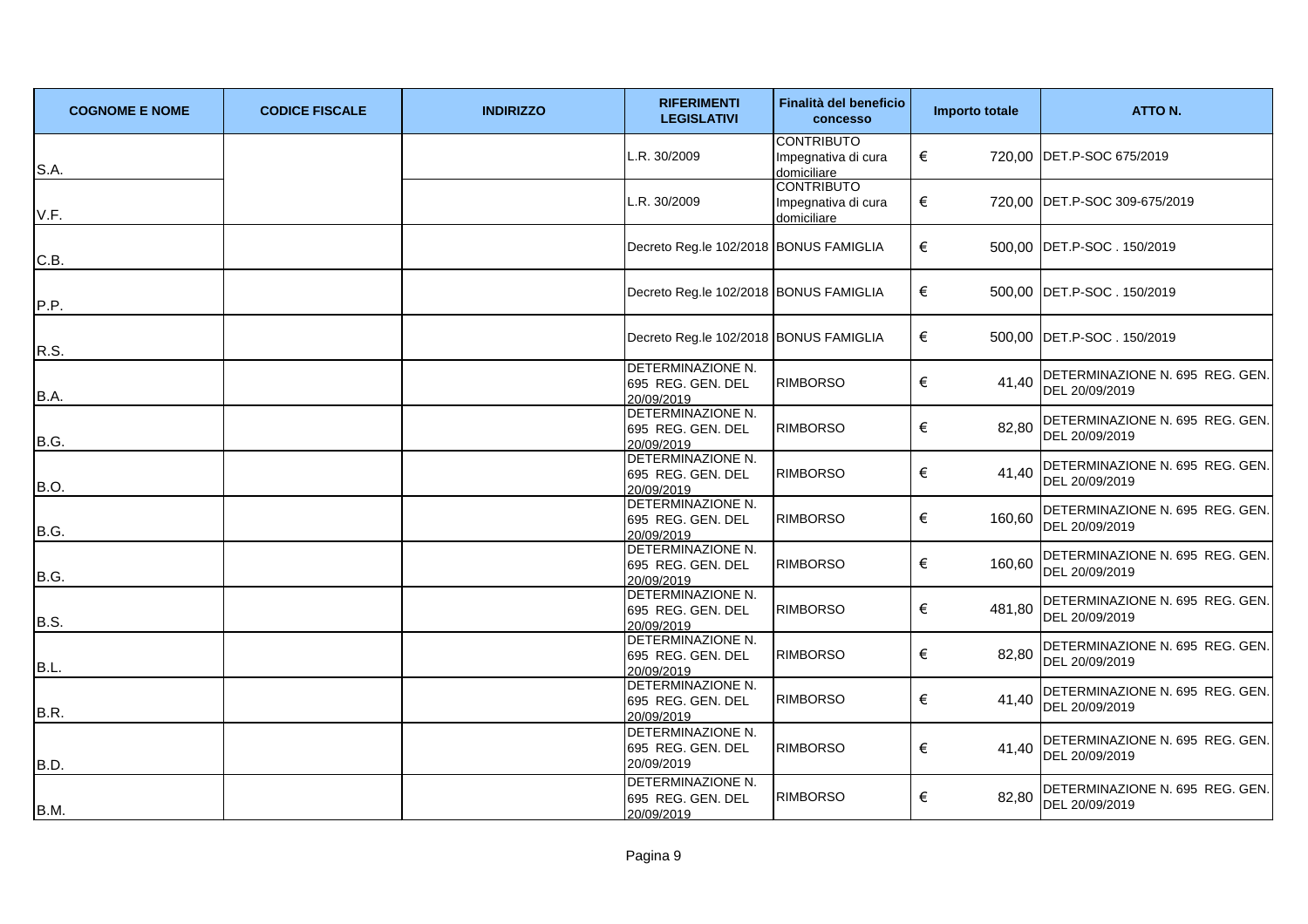| COGNOME E NOME | CODICE FISCALE | INDIRIZZO | RIFERIMENTI LEGISLATIVI | Finalità del beneficio concesso | Importo totale | ATTO N. |
|---|---|---|---|---|---|---|
| S.A. | | | L.R. 30/2009 | CONTRIBUTO Impegnativa di cura domiciliare | € 720,00 | DET.P-SOC 675/2019 |
| V.F. | | | L.R. 30/2009 | CONTRIBUTO Impegnativa di cura domiciliare | € 720,00 | DET.P-SOC 309-675/2019 |
| C.B. | | | Decreto Reg.le 102/2018 | BONUS FAMIGLIA | € 500,00 | DET.P-SOC . 150/2019 |
| P.P. | | | Decreto Reg.le 102/2018 | BONUS FAMIGLIA | € 500,00 | DET.P-SOC . 150/2019 |
| R.S. | | | Decreto Reg.le 102/2018 | BONUS FAMIGLIA | € 500,00 | DET.P-SOC . 150/2019 |
| B.A. | | | DETERMINAZIONE N. 695 REG. GEN. DEL 20/09/2019 | RIMBORSO | € 41,40 | DETERMINAZIONE N. 695 REG. GEN. DEL 20/09/2019 |
| B.G. | | | DETERMINAZIONE N. 695 REG. GEN. DEL 20/09/2019 | RIMBORSO | € 82,80 | DETERMINAZIONE N. 695 REG. GEN. DEL 20/09/2019 |
| B.O. | | | DETERMINAZIONE N. 695 REG. GEN. DEL 20/09/2019 | RIMBORSO | € 41,40 | DETERMINAZIONE N. 695 REG. GEN. DEL 20/09/2019 |
| B.G. | | | DETERMINAZIONE N. 695 REG. GEN. DEL 20/09/2019 | RIMBORSO | € 160,60 | DETERMINAZIONE N. 695 REG. GEN. DEL 20/09/2019 |
| B.G. | | | DETERMINAZIONE N. 695 REG. GEN. DEL 20/09/2019 | RIMBORSO | € 160,60 | DETERMINAZIONE N. 695 REG. GEN. DEL 20/09/2019 |
| B.S. | | | DETERMINAZIONE N. 695 REG. GEN. DEL 20/09/2019 | RIMBORSO | € 481,80 | DETERMINAZIONE N. 695 REG. GEN. DEL 20/09/2019 |
| B.L. | | | DETERMINAZIONE N. 695 REG. GEN. DEL 20/09/2019 | RIMBORSO | € 82,80 | DETERMINAZIONE N. 695 REG. GEN. DEL 20/09/2019 |
| B.R. | | | DETERMINAZIONE N. 695 REG. GEN. DEL 20/09/2019 | RIMBORSO | € 41,40 | DETERMINAZIONE N. 695 REG. GEN. DEL 20/09/2019 |
| B.D. | | | DETERMINAZIONE N. 695 REG. GEN. DEL 20/09/2019 | RIMBORSO | € 41,40 | DETERMINAZIONE N. 695 REG. GEN. DEL 20/09/2019 |
| B.M. | | | DETERMINAZIONE N. 695 REG. GEN. DEL 20/09/2019 | RIMBORSO | € 82,80 | DETERMINAZIONE N. 695 REG. GEN. DEL 20/09/2019 |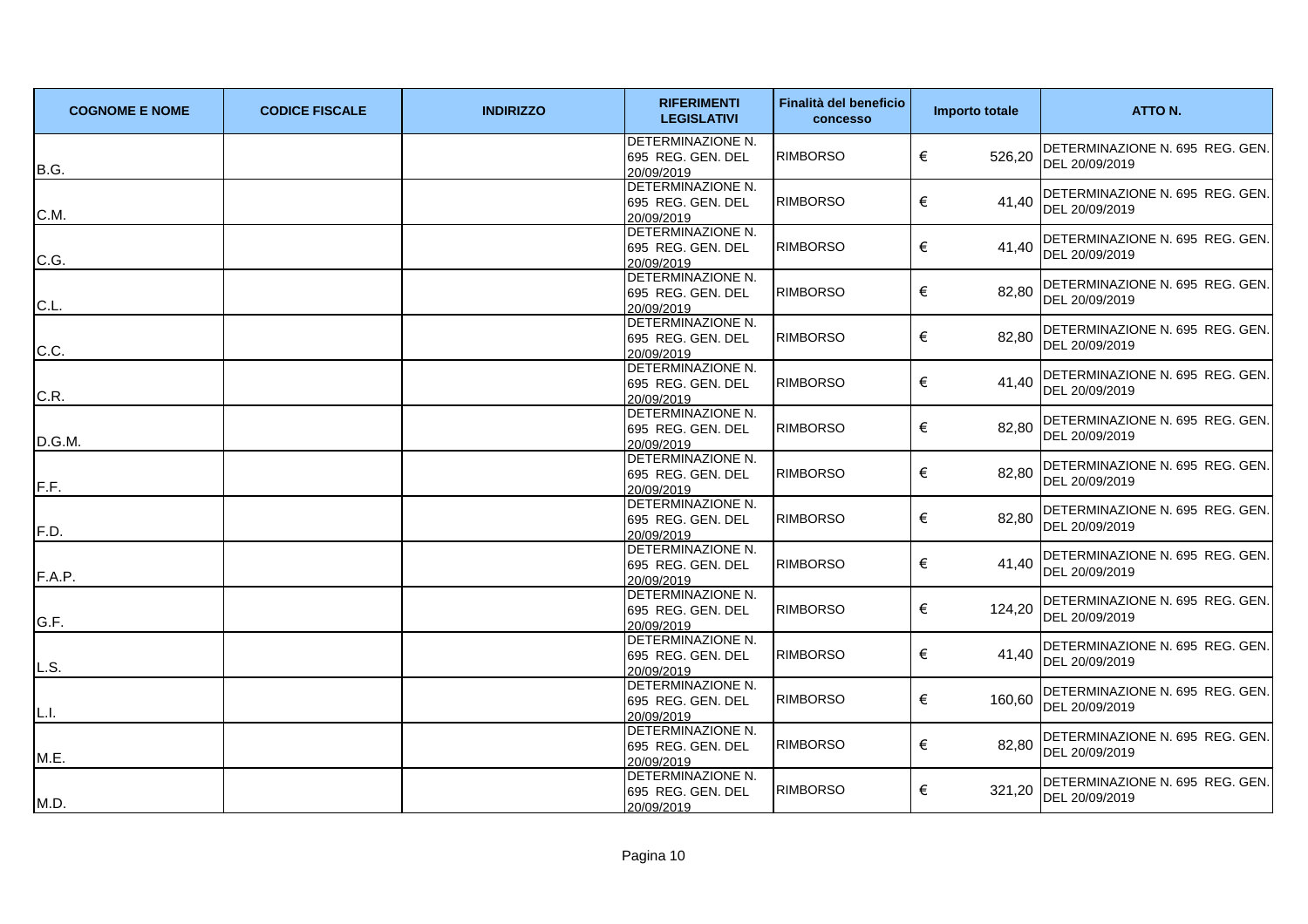| COGNOME E NOME | CODICE FISCALE | INDIRIZZO | RIFERIMENTI LEGISLATIVI | Finalità del beneficio concesso | Importo totale | ATTO N. |
|---|---|---|---|---|---|---|
| B.G. | | | DETERMINAZIONE N. 695 REG. GEN. DEL 20/09/2019 | RIMBORSO | € 526,20 | DETERMINAZIONE N. 695 REG. GEN. DEL 20/09/2019 |
| C.M. | | | DETERMINAZIONE N. 695 REG. GEN. DEL 20/09/2019 | RIMBORSO | € 41,40 | DETERMINAZIONE N. 695 REG. GEN. DEL 20/09/2019 |
| C.G. | | | DETERMINAZIONE N. 695 REG. GEN. DEL 20/09/2019 | RIMBORSO | € 41,40 | DETERMINAZIONE N. 695 REG. GEN. DEL 20/09/2019 |
| C.L. | | | DETERMINAZIONE N. 695 REG. GEN. DEL 20/09/2019 | RIMBORSO | € 82,80 | DETERMINAZIONE N. 695 REG. GEN. DEL 20/09/2019 |
| C.C. | | | DETERMINAZIONE N. 695 REG. GEN. DEL 20/09/2019 | RIMBORSO | € 82,80 | DETERMINAZIONE N. 695 REG. GEN. DEL 20/09/2019 |
| C.R. | | | DETERMINAZIONE N. 695 REG. GEN. DEL 20/09/2019 | RIMBORSO | € 41,40 | DETERMINAZIONE N. 695 REG. GEN. DEL 20/09/2019 |
| D.G.M. | | | DETERMINAZIONE N. 695 REG. GEN. DEL 20/09/2019 | RIMBORSO | € 82,80 | DETERMINAZIONE N. 695 REG. GEN. DEL 20/09/2019 |
| F.F. | | | DETERMINAZIONE N. 695 REG. GEN. DEL 20/09/2019 | RIMBORSO | € 82,80 | DETERMINAZIONE N. 695 REG. GEN. DEL 20/09/2019 |
| F.D. | | | DETERMINAZIONE N. 695 REG. GEN. DEL 20/09/2019 | RIMBORSO | € 82,80 | DETERMINAZIONE N. 695 REG. GEN. DEL 20/09/2019 |
| F.A.P. | | | DETERMINAZIONE N. 695 REG. GEN. DEL 20/09/2019 | RIMBORSO | € 41,40 | DETERMINAZIONE N. 695 REG. GEN. DEL 20/09/2019 |
| G.F. | | | DETERMINAZIONE N. 695 REG. GEN. DEL 20/09/2019 | RIMBORSO | € 124,20 | DETERMINAZIONE N. 695 REG. GEN. DEL 20/09/2019 |
| L.S. | | | DETERMINAZIONE N. 695 REG. GEN. DEL 20/09/2019 | RIMBORSO | € 41,40 | DETERMINAZIONE N. 695 REG. GEN. DEL 20/09/2019 |
| L.I. | | | DETERMINAZIONE N. 695 REG. GEN. DEL 20/09/2019 | RIMBORSO | € 160,60 | DETERMINAZIONE N. 695 REG. GEN. DEL 20/09/2019 |
| M.E. | | | DETERMINAZIONE N. 695 REG. GEN. DEL 20/09/2019 | RIMBORSO | € 82,80 | DETERMINAZIONE N. 695 REG. GEN. DEL 20/09/2019 |
| M.D. | | | DETERMINAZIONE N. 695 REG. GEN. DEL 20/09/2019 | RIMBORSO | € 321,20 | DETERMINAZIONE N. 695 REG. GEN. DEL 20/09/2019 |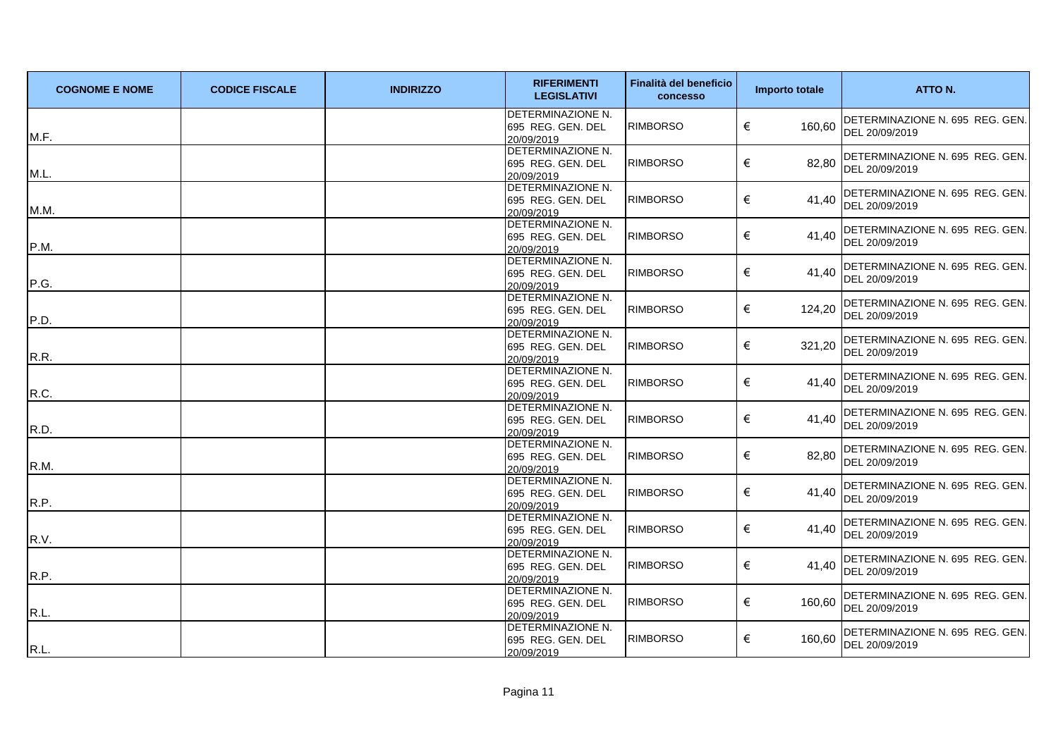| COGNOME E NOME | CODICE FISCALE | INDIRIZZO | RIFERIMENTI LEGISLATIVI | Finalità del beneficio concesso | Importo totale | ATTO N. |
|---|---|---|---|---|---|---|
| M.F. | | | DETERMINAZIONE N. 695 REG. GEN. DEL 20/09/2019 | RIMBORSO | € 160,60 | DETERMINAZIONE N. 695 REG. GEN. DEL 20/09/2019 |
| M.L. | | | DETERMINAZIONE N. 695 REG. GEN. DEL 20/09/2019 | RIMBORSO | € 82,80 | DETERMINAZIONE N. 695 REG. GEN. DEL 20/09/2019 |
| M.M. | | | DETERMINAZIONE N. 695 REG. GEN. DEL 20/09/2019 | RIMBORSO | € 41,40 | DETERMINAZIONE N. 695 REG. GEN. DEL 20/09/2019 |
| P.M. | | | DETERMINAZIONE N. 695 REG. GEN. DEL 20/09/2019 | RIMBORSO | € 41,40 | DETERMINAZIONE N. 695 REG. GEN. DEL 20/09/2019 |
| P.G. | | | DETERMINAZIONE N. 695 REG. GEN. DEL 20/09/2019 | RIMBORSO | € 41,40 | DETERMINAZIONE N. 695 REG. GEN. DEL 20/09/2019 |
| P.D. | | | DETERMINAZIONE N. 695 REG. GEN. DEL 20/09/2019 | RIMBORSO | € 124,20 | DETERMINAZIONE N. 695 REG. GEN. DEL 20/09/2019 |
| R.R. | | | DETERMINAZIONE N. 695 REG. GEN. DEL 20/09/2019 | RIMBORSO | € 321,20 | DETERMINAZIONE N. 695 REG. GEN. DEL 20/09/2019 |
| R.C. | | | DETERMINAZIONE N. 695 REG. GEN. DEL 20/09/2019 | RIMBORSO | € 41,40 | DETERMINAZIONE N. 695 REG. GEN. DEL 20/09/2019 |
| R.D. | | | DETERMINAZIONE N. 695 REG. GEN. DEL 20/09/2019 | RIMBORSO | € 41,40 | DETERMINAZIONE N. 695 REG. GEN. DEL 20/09/2019 |
| R.M. | | | DETERMINAZIONE N. 695 REG. GEN. DEL 20/09/2019 | RIMBORSO | € 82,80 | DETERMINAZIONE N. 695 REG. GEN. DEL 20/09/2019 |
| R.P. | | | DETERMINAZIONE N. 695 REG. GEN. DEL 20/09/2019 | RIMBORSO | € 41,40 | DETERMINAZIONE N. 695 REG. GEN. DEL 20/09/2019 |
| R.V. | | | DETERMINAZIONE N. 695 REG. GEN. DEL 20/09/2019 | RIMBORSO | € 41,40 | DETERMINAZIONE N. 695 REG. GEN. DEL 20/09/2019 |
| R.P. | | | DETERMINAZIONE N. 695 REG. GEN. DEL 20/09/2019 | RIMBORSO | € 41,40 | DETERMINAZIONE N. 695 REG. GEN. DEL 20/09/2019 |
| R.L. | | | DETERMINAZIONE N. 695 REG. GEN. DEL 20/09/2019 | RIMBORSO | € 160,60 | DETERMINAZIONE N. 695 REG. GEN. DEL 20/09/2019 |
| R.L. | | | DETERMINAZIONE N. 695 REG. GEN. DEL 20/09/2019 | RIMBORSO | € 160,60 | DETERMINAZIONE N. 695 REG. GEN. DEL 20/09/2019 |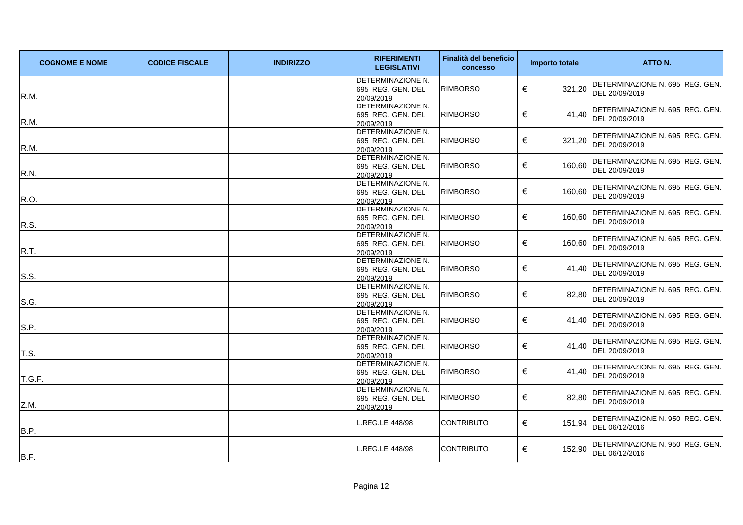| COGNOME E NOME | CODICE FISCALE | INDIRIZZO | RIFERIMENTI LEGISLATIVI | Finalità del beneficio concesso | Importo totale | ATTO N. |
|---|---|---|---|---|---|---|
| R.M. | | | DETERMINAZIONE N. 695 REG. GEN. DEL 20/09/2019 | RIMBORSO | € 321,20 | DETERMINAZIONE N. 695 REG. GEN. DEL 20/09/2019 |
| R.M. | | | DETERMINAZIONE N. 695 REG. GEN. DEL 20/09/2019 | RIMBORSO | € 41,40 | DETERMINAZIONE N. 695 REG. GEN. DEL 20/09/2019 |
| R.M. | | | DETERMINAZIONE N. 695 REG. GEN. DEL 20/09/2019 | RIMBORSO | € 321,20 | DETERMINAZIONE N. 695 REG. GEN. DEL 20/09/2019 |
| R.N. | | | DETERMINAZIONE N. 695 REG. GEN. DEL 20/09/2019 | RIMBORSO | € 160,60 | DETERMINAZIONE N. 695 REG. GEN. DEL 20/09/2019 |
| R.O. | | | DETERMINAZIONE N. 695 REG. GEN. DEL 20/09/2019 | RIMBORSO | € 160,60 | DETERMINAZIONE N. 695 REG. GEN. DEL 20/09/2019 |
| R.S. | | | DETERMINAZIONE N. 695 REG. GEN. DEL 20/09/2019 | RIMBORSO | € 160,60 | DETERMINAZIONE N. 695 REG. GEN. DEL 20/09/2019 |
| R.T. | | | DETERMINAZIONE N. 695 REG. GEN. DEL 20/09/2019 | RIMBORSO | € 160,60 | DETERMINAZIONE N. 695 REG. GEN. DEL 20/09/2019 |
| S.S. | | | DETERMINAZIONE N. 695 REG. GEN. DEL 20/09/2019 | RIMBORSO | € 41,40 | DETERMINAZIONE N. 695 REG. GEN. DEL 20/09/2019 |
| S.G. | | | DETERMINAZIONE N. 695 REG. GEN. DEL 20/09/2019 | RIMBORSO | € 82,80 | DETERMINAZIONE N. 695 REG. GEN. DEL 20/09/2019 |
| S.P. | | | DETERMINAZIONE N. 695 REG. GEN. DEL 20/09/2019 | RIMBORSO | € 41,40 | DETERMINAZIONE N. 695 REG. GEN. DEL 20/09/2019 |
| T.S. | | | DETERMINAZIONE N. 695 REG. GEN. DEL 20/09/2019 | RIMBORSO | € 41,40 | DETERMINAZIONE N. 695 REG. GEN. DEL 20/09/2019 |
| T.G.F. | | | DETERMINAZIONE N. 695 REG. GEN. DEL 20/09/2019 | RIMBORSO | € 41,40 | DETERMINAZIONE N. 695 REG. GEN. DEL 20/09/2019 |
| Z.M. | | | DETERMINAZIONE N. 695 REG. GEN. DEL 20/09/2019 | RIMBORSO | € 82,80 | DETERMINAZIONE N. 695 REG. GEN. DEL 20/09/2019 |
| B.P. | | | L.REG.LE 448/98 | CONTRIBUTO | € 151,94 | DETERMINAZIONE N. 950 REG. GEN. DEL 06/12/2016 |
| B.F. | | | L.REG.LE 448/98 | CONTRIBUTO | € 152,90 | DETERMINAZIONE N. 950 REG. GEN. DEL 06/12/2016 |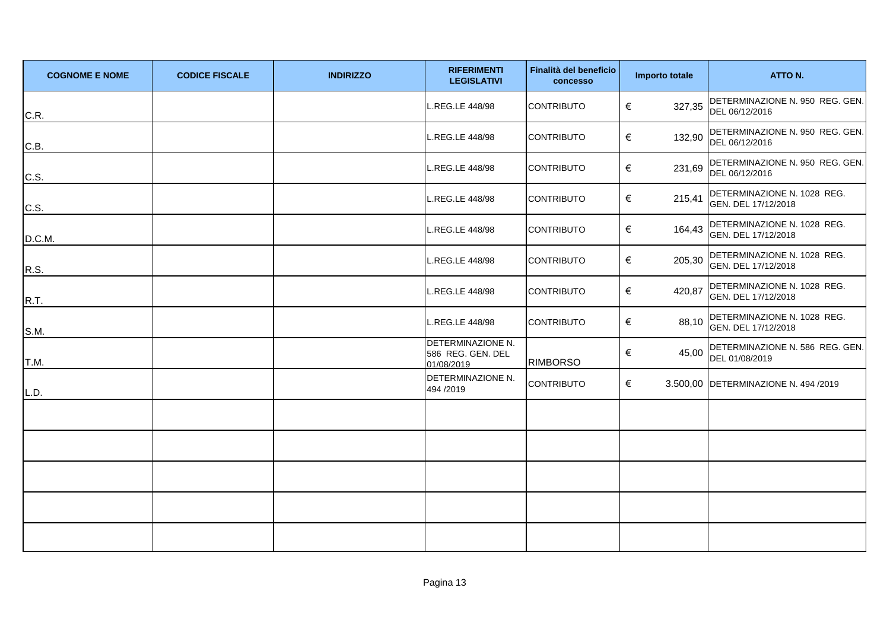| COGNOME E NOME | CODICE FISCALE | INDIRIZZO | RIFERIMENTI LEGISLATIVI | Finalità del beneficio concesso | Importo totale | ATTO N. |
|---|---|---|---|---|---|---|
| C.R. | | | L.REG.LE 448/98 | CONTRIBUTO | € 327,35 | DETERMINAZIONE N. 950 REG. GEN. DEL 06/12/2016 |
| C.B. | | | L.REG.LE 448/98 | CONTRIBUTO | € 132,90 | DETERMINAZIONE N. 950 REG. GEN. DEL 06/12/2016 |
| C.S. | | | L.REG.LE 448/98 | CONTRIBUTO | € 231,69 | DETERMINAZIONE N. 950 REG. GEN. DEL 06/12/2016 |
| C.S. | | | L.REG.LE 448/98 | CONTRIBUTO | € 215,41 | DETERMINAZIONE N. 1028 REG. GEN. DEL 17/12/2018 |
| D.C.M. | | | L.REG.LE 448/98 | CONTRIBUTO | € 164,43 | DETERMINAZIONE N. 1028 REG. GEN. DEL 17/12/2018 |
| R.S. | | | L.REG.LE 448/98 | CONTRIBUTO | € 205,30 | DETERMINAZIONE N. 1028 REG. GEN. DEL 17/12/2018 |
| R.T. | | | L.REG.LE 448/98 | CONTRIBUTO | € 420,87 | DETERMINAZIONE N. 1028 REG. GEN. DEL 17/12/2018 |
| S.M. | | | L.REG.LE 448/98 | CONTRIBUTO | € 88,10 | DETERMINAZIONE N. 1028 REG. GEN. DEL 17/12/2018 |
| T.M. | | | DETERMINAZIONE N. 586 REG. GEN. DEL 01/08/2019 | RIMBORSO | € 45,00 | DETERMINAZIONE N. 586 REG. GEN. DEL 01/08/2019 |
| L.D. | | | DETERMINAZIONE N. 494 /2019 | CONTRIBUTO | € 3.500,00 | DETERMINAZIONE N. 494 /2019 |
| | | | | | | |
| | | | | | | |
| | | | | | | |
| | | | | | | |
| | | | | | | |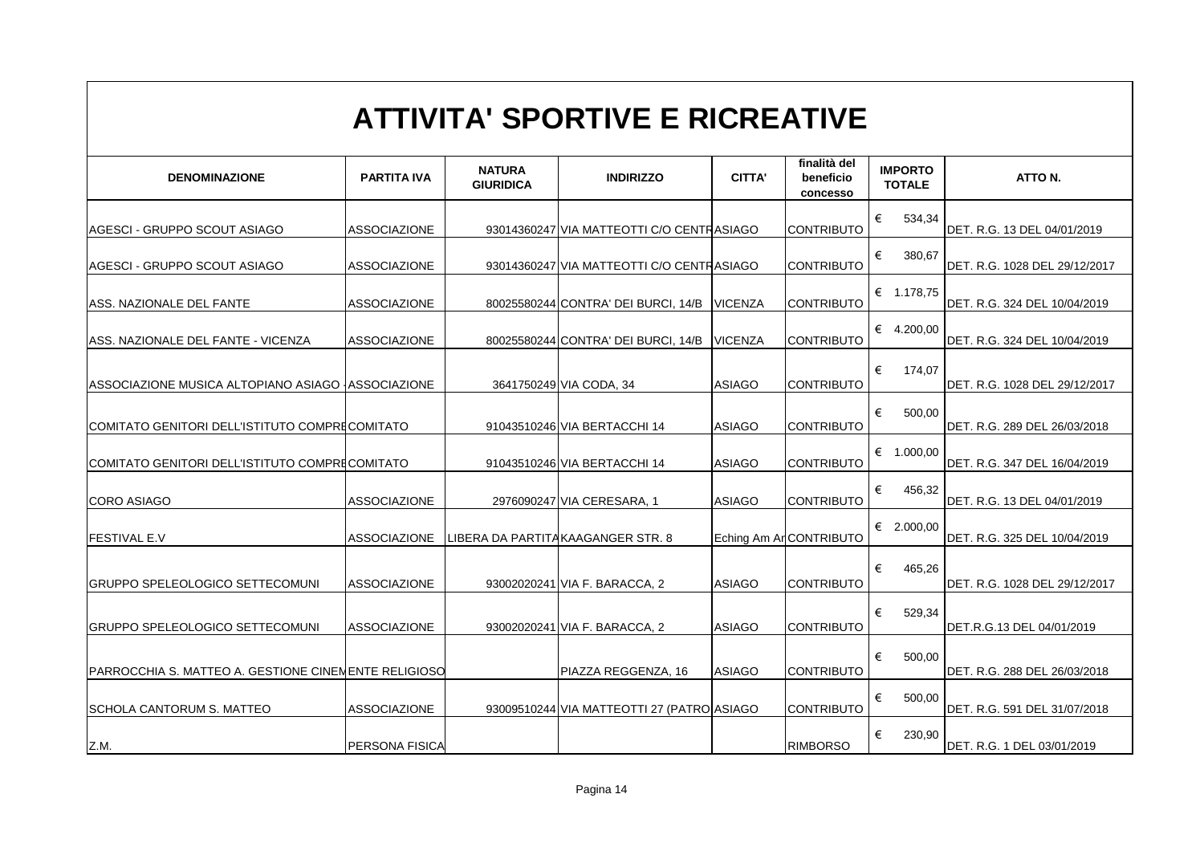# ATTIVITA' SPORTIVE E RICREATIVE

| DENOMINAZIONE | PARTITA IVA | NATURA GIURIDICA | INDIRIZZO | CITTA' | finalità del beneficio concesso | IMPORTO TOTALE | ATTO N. |
|---|---|---|---|---|---|---|---|
| AGESCI - GRUPPO SCOUT ASIAGO | ASSOCIAZIONE | 93014360247 | VIA MATTEOTTI C/O CENTR | ASIAGO | CONTRIBUTO | € 534,34 | DET. R.G. 13 DEL 04/01/2019 |
| AGESCI - GRUPPO SCOUT ASIAGO | ASSOCIAZIONE | 93014360247 | VIA MATTEOTTI C/O CENTR | ASIAGO | CONTRIBUTO | € 380,67 | DET. R.G. 1028 DEL 29/12/2017 |
| ASS. NAZIONALE DEL FANTE | ASSOCIAZIONE | 80025580244 | CONTRA' DEI BURCI, 14/B | VICENZA | CONTRIBUTO | € 1.178,75 | DET. R.G. 324 DEL 10/04/2019 |
| ASS. NAZIONALE DEL FANTE - VICENZA | ASSOCIAZIONE | 80025580244 | CONTRA' DEI BURCI, 14/B | VICENZA | CONTRIBUTO | € 4.200,00 | DET. R.G. 324 DEL 10/04/2019 |
| ASSOCIAZIONE MUSICA ALTOPIANO ASIAGO - | ASSOCIAZIONE | 3641750249 | VIA CODA, 34 | ASIAGO | CONTRIBUTO | € 174,07 | DET. R.G. 1028 DEL 29/12/2017 |
| COMITATO GENITORI DELL'ISTITUTO COMPRE | COMITATO | 91043510246 | VIA BERTACCHI 14 | ASIAGO | CONTRIBUTO | € 500,00 | DET. R.G. 289 DEL 26/03/2018 |
| COMITATO GENITORI DELL'ISTITUTO COMPRE | COMITATO | 91043510246 | VIA BERTACCHI 14 | ASIAGO | CONTRIBUTO | € 1.000,00 | DET. R.G. 347 DEL 16/04/2019 |
| CORO ASIAGO | ASSOCIAZIONE | 2976090247 | VIA CERESARA, 1 | ASIAGO | CONTRIBUTO | € 456,32 | DET. R.G. 13 DEL 04/01/2019 |
| FESTIVAL E.V | ASSOCIAZIONE | LIBERA DA PARTITA | KAAGANGER STR. 8 | Eching Am Ar | CONTRIBUTO | € 2.000,00 | DET. R.G. 325 DEL 10/04/2019 |
| GRUPPO SPELEOLOGICO SETTECOMUNI | ASSOCIAZIONE | 93002020241 | VIA F. BARACCA, 2 | ASIAGO | CONTRIBUTO | € 465,26 | DET. R.G. 1028 DEL 29/12/2017 |
| GRUPPO SPELEOLOGICO SETTECOMUNI | ASSOCIAZIONE | 93002020241 | VIA F. BARACCA, 2 | ASIAGO | CONTRIBUTO | € 529,34 | DET.R.G.13 DEL 04/01/2019 |
| PARROCCHIA S. MATTEO A. GESTIONE CINEM | ENTE RELIGIOSO | | PIAZZA REGGENZA, 16 | ASIAGO | CONTRIBUTO | € 500,00 | DET. R.G. 288 DEL 26/03/2018 |
| SCHOLA CANTORUM S. MATTEO | ASSOCIAZIONE | 93009510244 | VIA MATTEOTTI 27 (PATRO | ASIAGO | CONTRIBUTO | € 500,00 | DET. R.G. 591 DEL 31/07/2018 |
| Z.M. | PERSONA FISICA | | | | RIMBORSO | € 230,90 | DET. R.G. 1 DEL 03/01/2019 |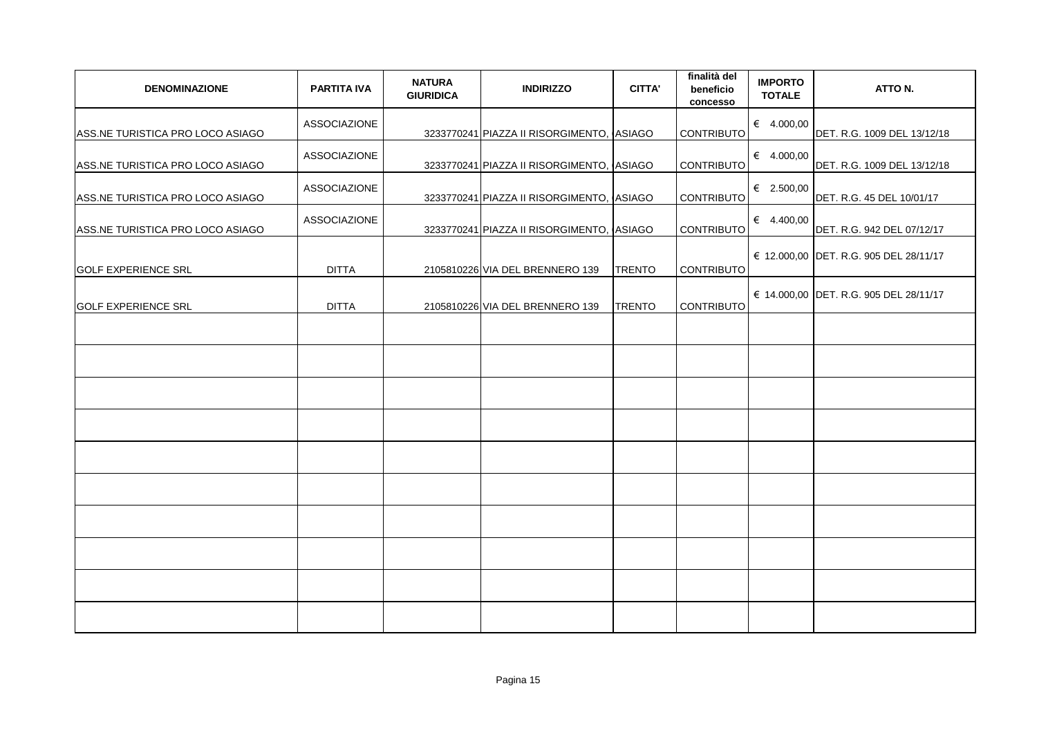| DENOMINAZIONE | PARTITA IVA | NATURA GIURIDICA | INDIRIZZO | CITTA' | finalità del beneficio concesso | IMPORTO TOTALE | ATTO N. |
|---|---|---|---|---|---|---|---|
| ASS.NE TURISTICA PRO LOCO ASIAGO | ASSOCIAZIONE | 3233770241 | PIAZZA II RISORGIMENTO, | ASIAGO | CONTRIBUTO | € 4.000,00 | DET. R.G. 1009 DEL 13/12/18 |
| ASS.NE TURISTICA PRO LOCO ASIAGO | ASSOCIAZIONE | 3233770241 | PIAZZA II RISORGIMENTO, | ASIAGO | CONTRIBUTO | € 4.000,00 | DET. R.G. 1009 DEL 13/12/18 |
| ASS.NE TURISTICA PRO LOCO ASIAGO | ASSOCIAZIONE | 3233770241 | PIAZZA II RISORGIMENTO, | ASIAGO | CONTRIBUTO | € 2.500,00 | DET. R.G. 45 DEL 10/01/17 |
| ASS.NE TURISTICA PRO LOCO ASIAGO | ASSOCIAZIONE | 3233770241 | PIAZZA II RISORGIMENTO, | ASIAGO | CONTRIBUTO | € 4.400,00 | DET. R.G. 942 DEL 07/12/17 |
| GOLF EXPERIENCE SRL | DITTA | 2105810226 | VIA DEL BRENNERO 139 | TRENTO | CONTRIBUTO | € 12.000,00 | DET. R.G. 905 DEL 28/11/17 |
| GOLF EXPERIENCE SRL | DITTA | 2105810226 | VIA DEL BRENNERO 139 | TRENTO | CONTRIBUTO | € 14.000,00 | DET. R.G. 905 DEL 28/11/17 |
| | | | | | | | |
| | | | | | | | |
| | | | | | | | |
| | | | | | | | |
| | | | | | | | |
| | | | | | | | |
| | | | | | | | |
| | | | | | | | |
| | | | | | | | |
| | | | | | | | |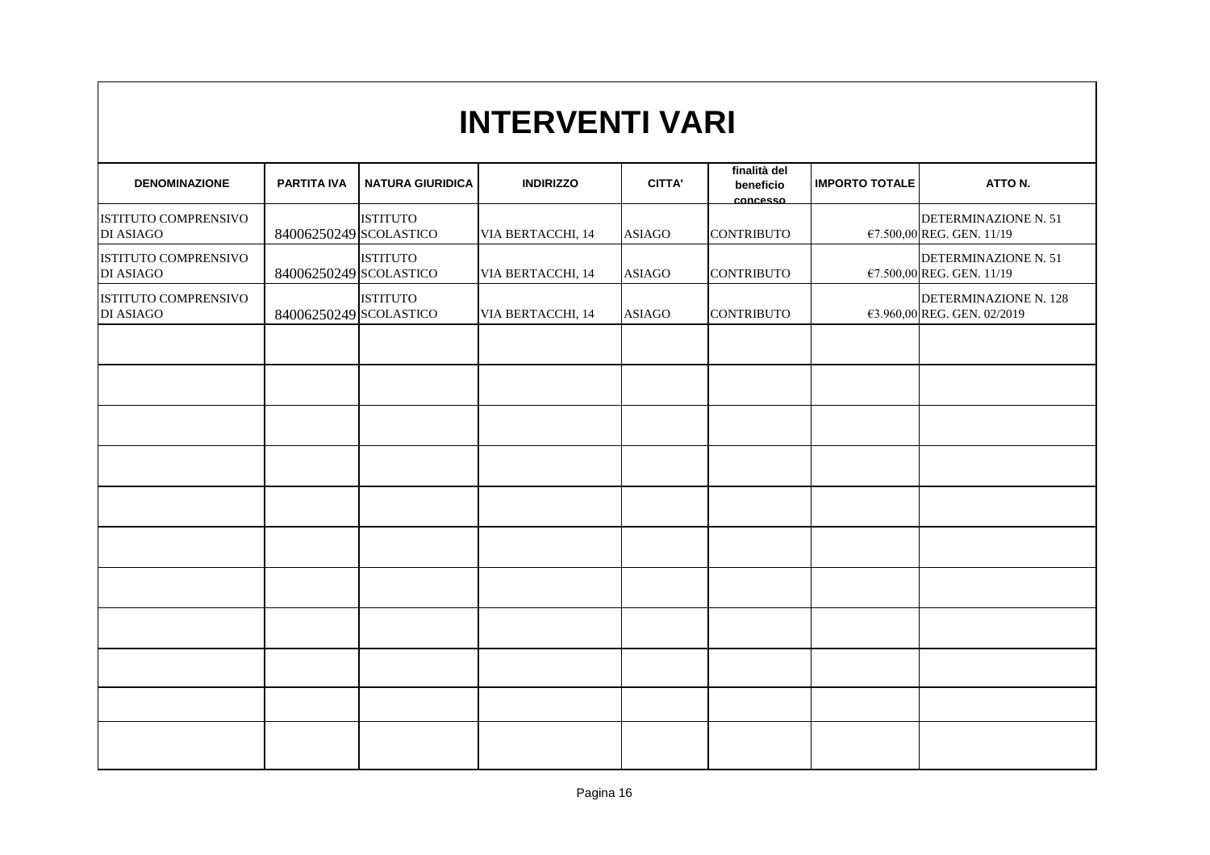# INTERVENTI VARI

| DENOMINAZIONE | PARTITA IVA | NATURA GIURIDICA | INDIRIZZO | CITTA' | finalità del beneficio concesso | IMPORTO TOTALE | ATTO N. |
|---|---|---|---|---|---|---|---|
| ISTITUTO COMPRENSIVO DI ASIAGO | 84006250249 | ISTITUTO SCOLASTICO | VIA BERTACCHI, 14 | ASIAGO | CONTRIBUTO | €7.500,00 | DETERMINAZIONE N. 51 REG. GEN. 11/19 |
| ISTITUTO COMPRENSIVO DI ASIAGO | 84006250249 | ISTITUTO SCOLASTICO | VIA BERTACCHI, 14 | ASIAGO | CONTRIBUTO | €7.500,00 | DETERMINAZIONE N. 51 REG. GEN. 11/19 |
| ISTITUTO COMPRENSIVO DI ASIAGO | 84006250249 | ISTITUTO SCOLASTICO | VIA BERTACCHI, 14 | ASIAGO | CONTRIBUTO | €3.960,00 | DETERMINAZIONE N. 128 REG. GEN. 02/2019 |
| | | | | | | | |
| | | | | | | | |
| | | | | | | | |
| | | | | | | | |
| | | | | | | | |
| | | | | | | | |
| | | | | | | | |
| | | | | | | | |
| | | | | | | | |
| | | | | | | | |
| | | | | | | | |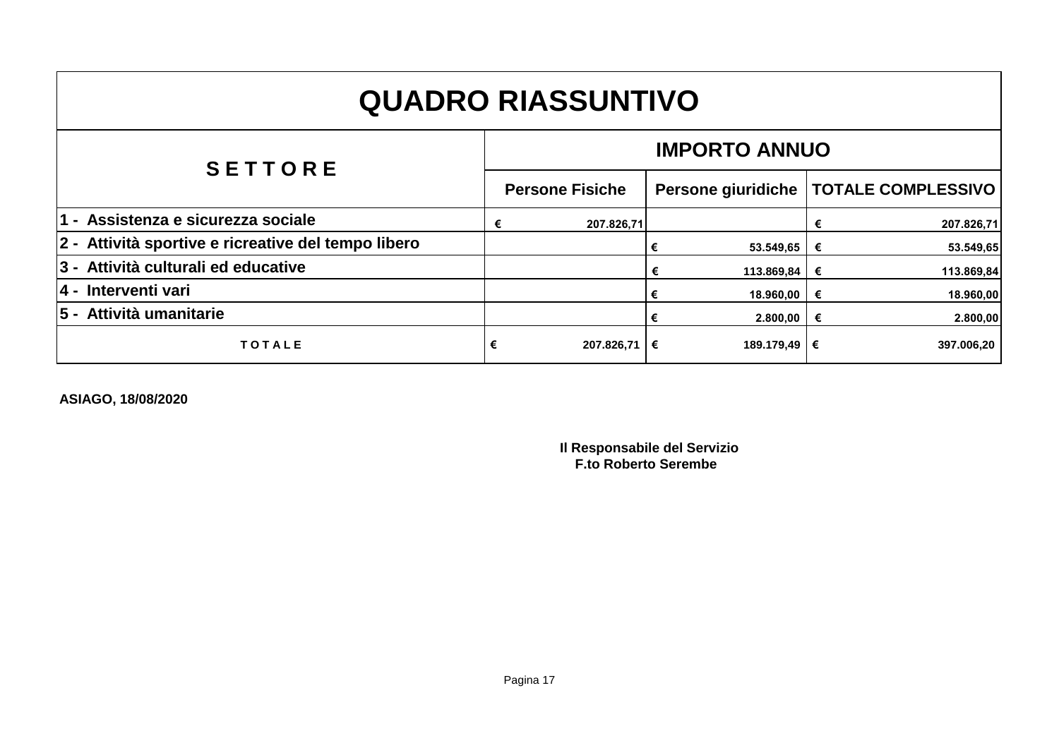# QUADRO RIASSUNTIVO

| SETTORE | IMPORTO ANNUO | | |
|---|---|---|---|
| | Persone Fisiche | Persone giuridiche | TOTALE COMPLESSIVO |
| 1 - Assistenza e sicurezza sociale | € 207.826,71 | | € 207.826,71 |
| 2 - Attività sportive e ricreative del tempo libero | | € 53.549,65 | € 53.549,65 |
| 3 - Attività culturali ed educative | | € 113.869,84 | € 113.869,84 |
| 4 - Interventi vari | | € 18.960,00 | € 18.960,00 |
| 5 - Attività umanitarie | | € 2.800,00 | € 2.800,00 |
| TOTALE | € 207.826,71 | € 189.179,49 | € 397.006,20 |

**ASIAGO, 18/08/2020**

**Il Responsabile del Servizio**
**F.to Roberto Serembe**